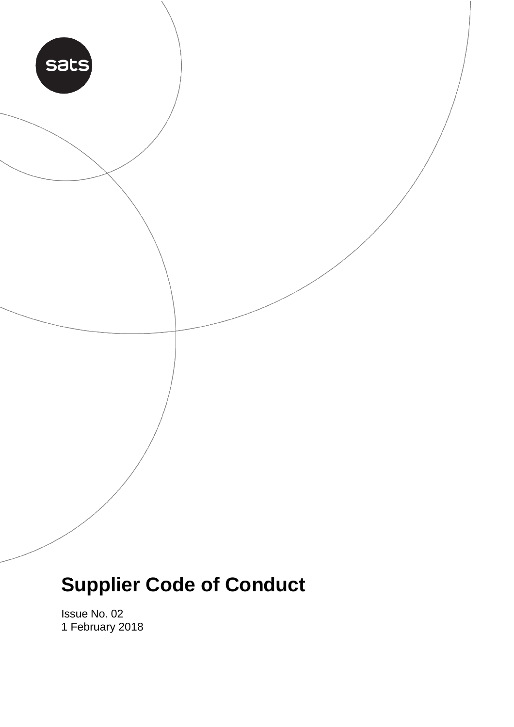sats

# Supplier Code of Conduct

Issue No. 02
1 February 2018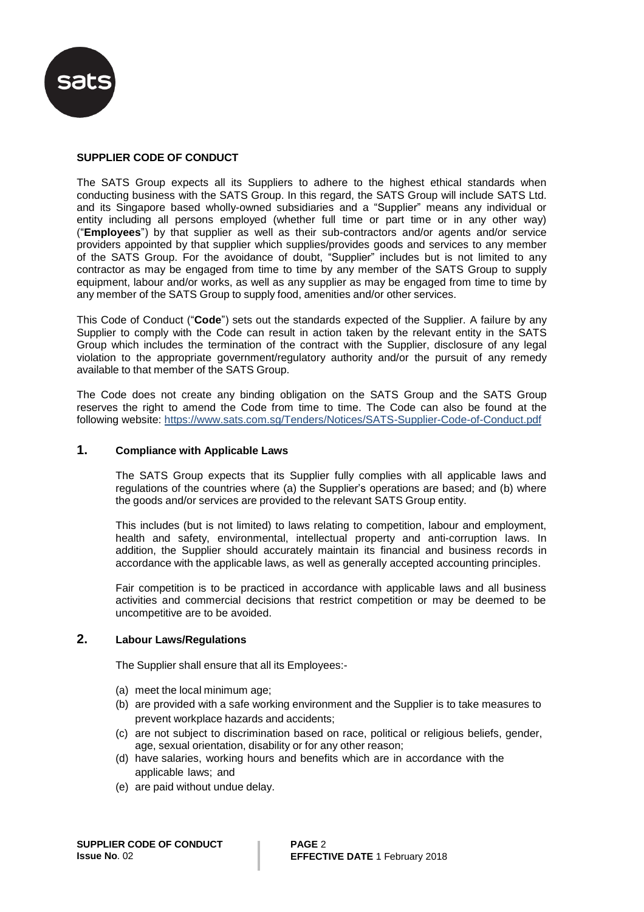## SUPPLIER CODE OF CONDUCT

The SATS Group expects all its Suppliers to adhere to the highest ethical standards when conducting business with the SATS Group. In this regard, the SATS Group will include SATS Ltd. and its Singapore based wholly-owned subsidiaries and a "Supplier" means any individual or entity including all persons employed (whether full time or part time or in any other way) ("**Employees**") by that supplier as well as their sub-contractors and/or agents and/or service providers appointed by that supplier which supplies/provides goods and services to any member of the SATS Group. For the avoidance of doubt, "Supplier" includes but is not limited to any contractor as may be engaged from time to time by any member of the SATS Group to supply equipment, labour and/or works, as well as any supplier as may be engaged from time to time by any member of the SATS Group to supply food, amenities and/or other services.

This Code of Conduct ("**Code**") sets out the standards expected of the Supplier. A failure by any Supplier to comply with the Code can result in action taken by the relevant entity in the SATS Group which includes the termination of the contract with the Supplier, disclosure of any legal violation to the appropriate government/regulatory authority and/or the pursuit of any remedy available to that member of the SATS Group.

The Code does not create any binding obligation on the SATS Group and the SATS Group reserves the right to amend the Code from time to time. The Code can also be found at the following website: https://www.sats.com.sg/Tenders/Notices/SATS-Supplier-Code-of-Conduct.pdf

### 1. Compliance with Applicable Laws

The SATS Group expects that its Supplier fully complies with all applicable laws and regulations of the countries where (a) the Supplier's operations are based; and (b) where the goods and/or services are provided to the relevant SATS Group entity.

This includes (but is not limited) to laws relating to competition, labour and employment, health and safety, environmental, intellectual property and anti-corruption laws. In addition, the Supplier should accurately maintain its financial and business records in accordance with the applicable laws, as well as generally accepted accounting principles.

Fair competition is to be practiced in accordance with applicable laws and all business activities and commercial decisions that restrict competition or may be deemed to be uncompetitive are to be avoided.

### 2. Labour Laws/Regulations

The Supplier shall ensure that all its Employees:-

(a) meet the local minimum age;
(b) are provided with a safe working environment and the Supplier is to take measures to prevent workplace hazards and accidents;
(c) are not subject to discrimination based on race, political or religious beliefs, gender, age, sexual orientation, disability or for any other reason;
(d) have salaries, working hours and benefits which are in accordance with the applicable laws; and
(e) are paid without undue delay.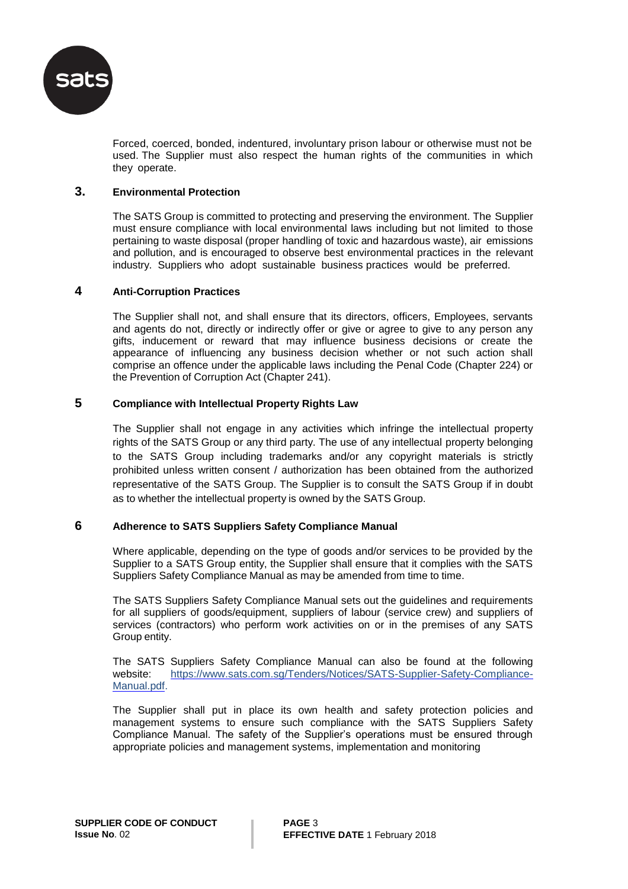Forced, coerced, bonded, indentured, involuntary prison labour or otherwise must not be used. The Supplier must also respect the human rights of the communities in which they operate.

## 3. Environmental Protection

The SATS Group is committed to protecting and preserving the environment. The Supplier must ensure compliance with local environmental laws including but not limited to those pertaining to waste disposal (proper handling of toxic and hazardous waste), air emissions and pollution, and is encouraged to observe best environmental practices in the relevant industry. Suppliers who adopt sustainable business practices would be preferred.

## 4 Anti-Corruption Practices

The Supplier shall not, and shall ensure that its directors, officers, Employees, servants and agents do not, directly or indirectly offer or give or agree to give to any person any gifts, inducement or reward that may influence business decisions or create the appearance of influencing any business decision whether or not such action shall comprise an offence under the applicable laws including the Penal Code (Chapter 224) or the Prevention of Corruption Act (Chapter 241).

## 5 Compliance with Intellectual Property Rights Law

The Supplier shall not engage in any activities which infringe the intellectual property rights of the SATS Group or any third party. The use of any intellectual property belonging to the SATS Group including trademarks and/or any copyright materials is strictly prohibited unless written consent / authorization has been obtained from the authorized representative of the SATS Group. The Supplier is to consult the SATS Group if in doubt as to whether the intellectual property is owned by the SATS Group.

## 6 Adherence to SATS Suppliers Safety Compliance Manual

Where applicable, depending on the type of goods and/or services to be provided by the Supplier to a SATS Group entity, the Supplier shall ensure that it complies with the SATS Suppliers Safety Compliance Manual as may be amended from time to time.

The SATS Suppliers Safety Compliance Manual sets out the guidelines and requirements for all suppliers of goods/equipment, suppliers of labour (service crew) and suppliers of services (contractors) who perform work activities on or in the premises of any SATS Group entity.

The SATS Suppliers Safety Compliance Manual can also be found at the following website: https://www.sats.com.sg/Tenders/Notices/SATS-Supplier-Safety-Compliance-Manual.pdf.

The Supplier shall put in place its own health and safety protection policies and management systems to ensure such compliance with the SATS Suppliers Safety Compliance Manual. The safety of the Supplier's operations must be ensured through appropriate policies and management systems, implementation and monitoring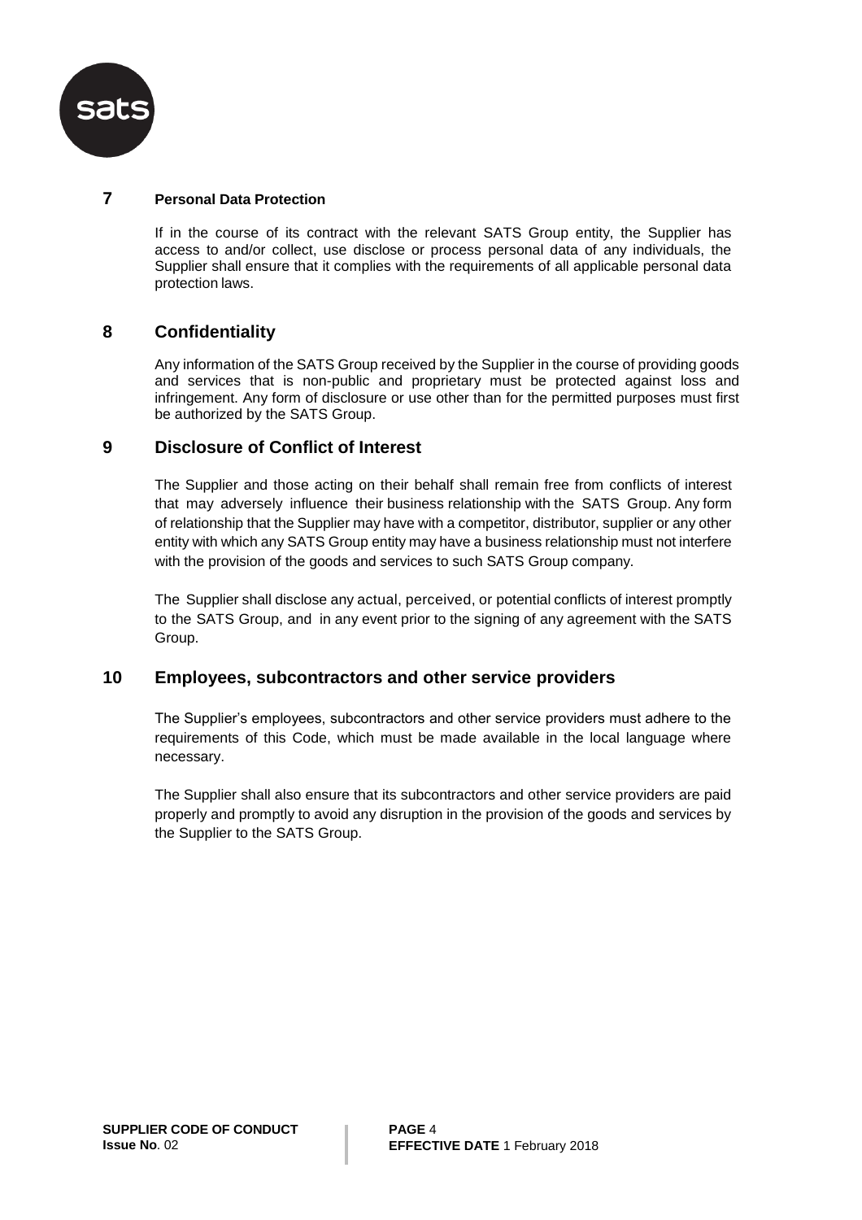## 7 Personal Data Protection

If in the course of its contract with the relevant SATS Group entity, the Supplier has access to and/or collect, use disclose or process personal data of any individuals, the Supplier shall ensure that it complies with the requirements of all applicable personal data protection laws.

## 8 Confidentiality

Any information of the SATS Group received by the Supplier in the course of providing goods and services that is non-public and proprietary must be protected against loss and infringement. Any form of disclosure or use other than for the permitted purposes must first be authorized by the SATS Group.

## 9 Disclosure of Conflict of Interest

The Supplier and those acting on their behalf shall remain free from conflicts of interest that may adversely influence their business relationship with the SATS Group. Any form of relationship that the Supplier may have with a competitor, distributor, supplier or any other entity with which any SATS Group entity may have a business relationship must not interfere with the provision of the goods and services to such SATS Group company.

The Supplier shall disclose any actual, perceived, or potential conflicts of interest promptly to the SATS Group, and in any event prior to the signing of any agreement with the SATS Group.

## 10 Employees, subcontractors and other service providers

The Supplier's employees, subcontractors and other service providers must adhere to the requirements of this Code, which must be made available in the local language where necessary.

The Supplier shall also ensure that its subcontractors and other service providers are paid properly and promptly to avoid any disruption in the provision of the goods and services by the Supplier to the SATS Group.